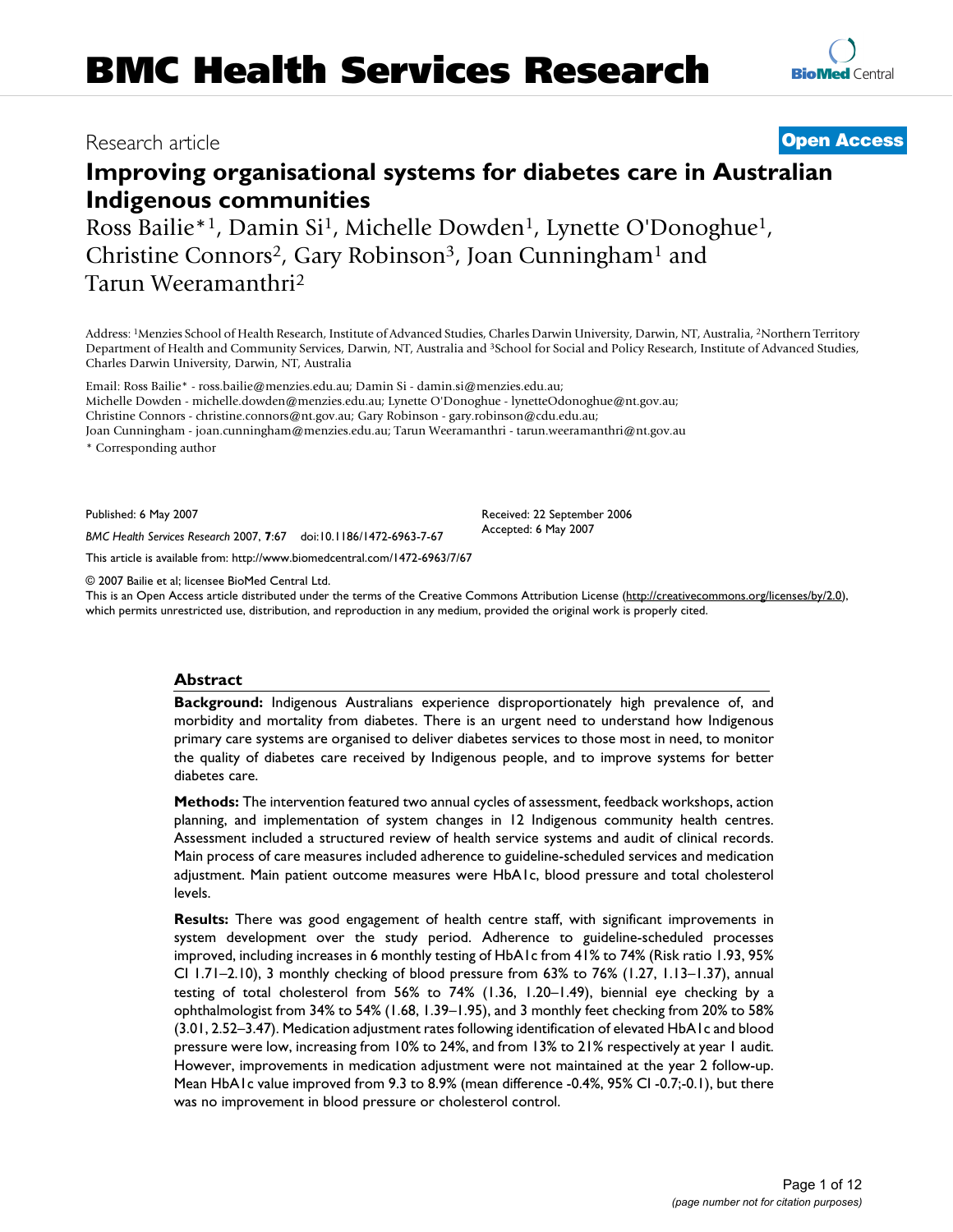# BMC Health Services Research

Research article

**Open Access**

# Improving organisational systems for diabetes care in Australian Indigenous communities

Ross Bailie*[1], Damin Si[1], Michelle Dowden[1], Lynette O'Donoghue[1], Christine Connors[2], Gary Robinson[3], Joan Cunningham[1] and Tarun Weeramanthri[2]

Address: [1]Menzies School of Health Research, Institute of Advanced Studies, Charles Darwin University, Darwin, NT, Australia, [2]Northern Territory Department of Health and Community Services, Darwin, NT, Australia and [3]School for Social and Policy Research, Institute of Advanced Studies, Charles Darwin University, Darwin, NT, Australia

Email: Ross Bailie* - ross.bailie@menzies.edu.au; Damin Si - damin.si@menzies.edu.au; Michelle Dowden - michelle.dowden@menzies.edu.au; Lynette O'Donoghue - lynetteOdonoghue@nt.gov.au; Christine Connors - christine.connors@nt.gov.au; Gary Robinson - gary.robinson@cdu.edu.au; Joan Cunningham - joan.cunningham@menzies.edu.au; Tarun Weeramanthri - tarun.weeramanthri@nt.gov.au

* Corresponding author

Published: 6 May 2007

*BMC Health Services Research* 2007, **7**:67 doi:10.1186/1472-6963-7-67

Received: 22 September 2006
Accepted: 6 May 2007

This article is available from: http://www.biomedcentral.com/1472-6963/7/67

© 2007 Bailie et al; licensee BioMed Central Ltd.

This is an Open Access article distributed under the terms of the Creative Commons Attribution License (http://creativecommons.org/licenses/by/2.0), which permits unrestricted use, distribution, and reproduction in any medium, provided the original work is properly cited.

## Abstract

**Background:** Indigenous Australians experience disproportionately high prevalence of, and morbidity and mortality from diabetes. There is an urgent need to understand how Indigenous primary care systems are organised to deliver diabetes services to those most in need, to monitor the quality of diabetes care received by Indigenous people, and to improve systems for better diabetes care.

**Methods:** The intervention featured two annual cycles of assessment, feedback workshops, action planning, and implementation of system changes in 12 Indigenous community health centres. Assessment included a structured review of health service systems and audit of clinical records. Main process of care measures included adherence to guideline-scheduled services and medication adjustment. Main patient outcome measures were HbA1c, blood pressure and total cholesterol levels.

**Results:** There was good engagement of health centre staff, with significant improvements in system development over the study period. Adherence to guideline-scheduled processes improved, including increases in 6 monthly testing of HbA1c from 41% to 74% (Risk ratio 1.93, 95% CI 1.71–2.10), 3 monthly checking of blood pressure from 63% to 76% (1.27, 1.13–1.37), annual testing of total cholesterol from 56% to 74% (1.36, 1.20–1.49), biennial eye checking by a ophthalmologist from 34% to 54% (1.68, 1.39–1.95), and 3 monthly feet checking from 20% to 58% (3.01, 2.52–3.47). Medication adjustment rates following identification of elevated HbA1c and blood pressure were low, increasing from 10% to 24%, and from 13% to 21% respectively at year 1 audit. However, improvements in medication adjustment were not maintained at the year 2 follow-up. Mean HbA1c value improved from 9.3 to 8.9% (mean difference -0.4%, 95% CI -0.7;-0.1), but there was no improvement in blood pressure or cholesterol control.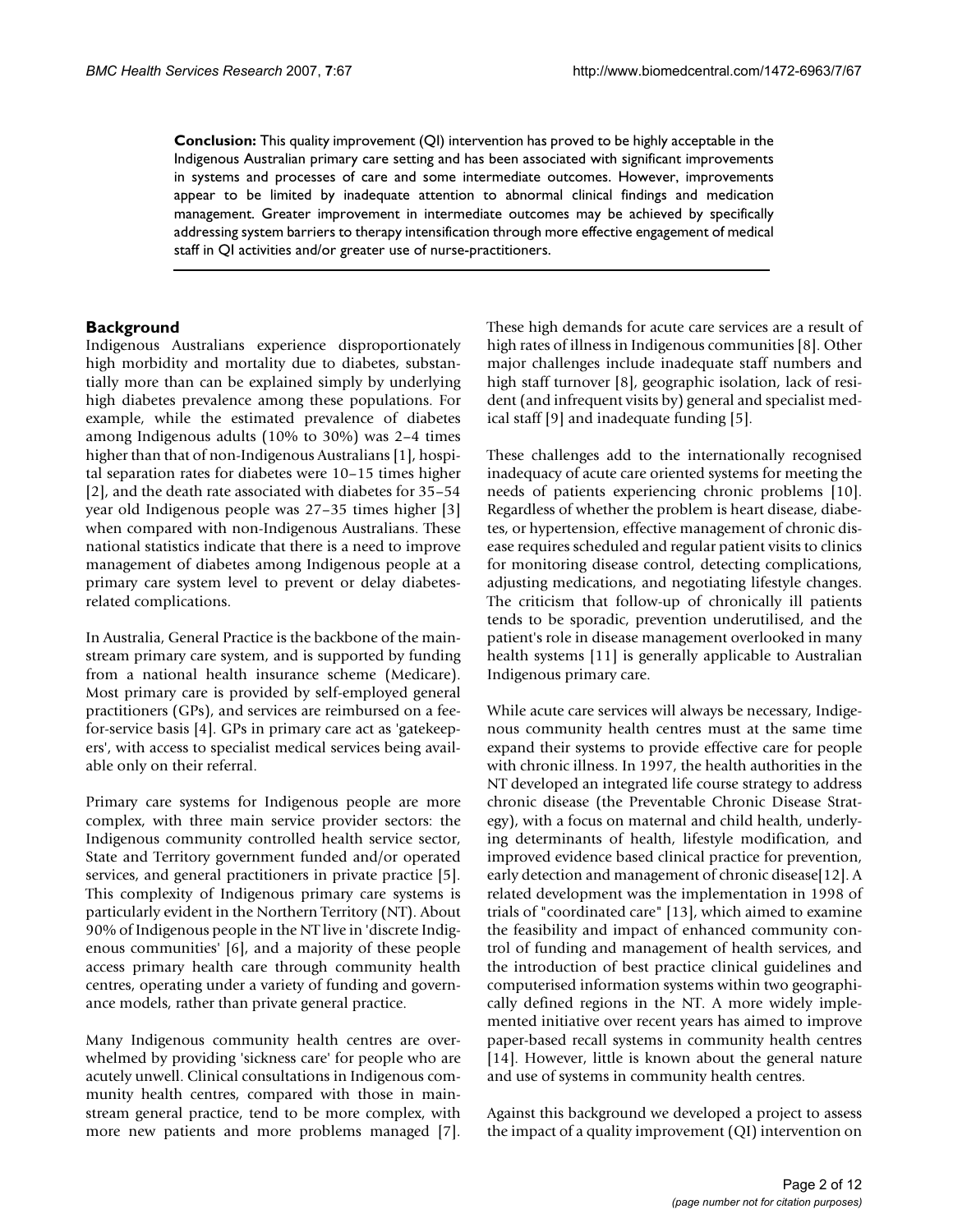**Conclusion:** This quality improvement (QI) intervention has proved to be highly acceptable in the Indigenous Australian primary care setting and has been associated with significant improvements in systems and processes of care and some intermediate outcomes. However, improvements appear to be limited by inadequate attention to abnormal clinical findings and medication management. Greater improvement in intermediate outcomes may be achieved by specifically addressing system barriers to therapy intensification through more effective engagement of medical staff in QI activities and/or greater use of nurse-practitioners.

## Background

Indigenous Australians experience disproportionately high morbidity and mortality due to diabetes, substantially more than can be explained simply by underlying high diabetes prevalence among these populations. For example, while the estimated prevalence of diabetes among Indigenous adults (10% to 30%) was 2–4 times higher than that of non-Indigenous Australians [1], hospital separation rates for diabetes were 10–15 times higher [2], and the death rate associated with diabetes for 35–54 year old Indigenous people was 27–35 times higher [3] when compared with non-Indigenous Australians. These national statistics indicate that there is a need to improve management of diabetes among Indigenous people at a primary care system level to prevent or delay diabetes-related complications.

In Australia, General Practice is the backbone of the mainstream primary care system, and is supported by funding from a national health insurance scheme (Medicare). Most primary care is provided by self-employed general practitioners (GPs), and services are reimbursed on a fee-for-service basis [4]. GPs in primary care act as 'gatekeepers', with access to specialist medical services being available only on their referral.

Primary care systems for Indigenous people are more complex, with three main service provider sectors: the Indigenous community controlled health service sector, State and Territory government funded and/or operated services, and general practitioners in private practice [5]. This complexity of Indigenous primary care systems is particularly evident in the Northern Territory (NT). About 90% of Indigenous people in the NT live in 'discrete Indigenous communities' [6], and a majority of these people access primary health care through community health centres, operating under a variety of funding and governance models, rather than private general practice.

Many Indigenous community health centres are overwhelmed by providing 'sickness care' for people who are acutely unwell. Clinical consultations in Indigenous community health centres, compared with those in mainstream general practice, tend to be more complex, with more new patients and more problems managed [7]. These high demands for acute care services are a result of high rates of illness in Indigenous communities [8]. Other major challenges include inadequate staff numbers and high staff turnover [8], geographic isolation, lack of resident (and infrequent visits by) general and specialist medical staff [9] and inadequate funding [5].

These challenges add to the internationally recognised inadequacy of acute care oriented systems for meeting the needs of patients experiencing chronic problems [10]. Regardless of whether the problem is heart disease, diabetes, or hypertension, effective management of chronic disease requires scheduled and regular patient visits to clinics for monitoring disease control, detecting complications, adjusting medications, and negotiating lifestyle changes. The criticism that follow-up of chronically ill patients tends to be sporadic, prevention underutilised, and the patient's role in disease management overlooked in many health systems [11] is generally applicable to Australian Indigenous primary care.

While acute care services will always be necessary, Indigenous community health centres must at the same time expand their systems to provide effective care for people with chronic illness. In 1997, the health authorities in the NT developed an integrated life course strategy to address chronic disease (the Preventable Chronic Disease Strategy), with a focus on maternal and child health, underlying determinants of health, lifestyle modification, and improved evidence based clinical practice for prevention, early detection and management of chronic disease[12]. A related development was the implementation in 1998 of trials of "coordinated care" [13], which aimed to examine the feasibility and impact of enhanced community control of funding and management of health services, and the introduction of best practice clinical guidelines and computerised information systems within two geographically defined regions in the NT. A more widely implemented initiative over recent years has aimed to improve paper-based recall systems in community health centres [14]. However, little is known about the general nature and use of systems in community health centres.

Against this background we developed a project to assess the impact of a quality improvement (QI) intervention on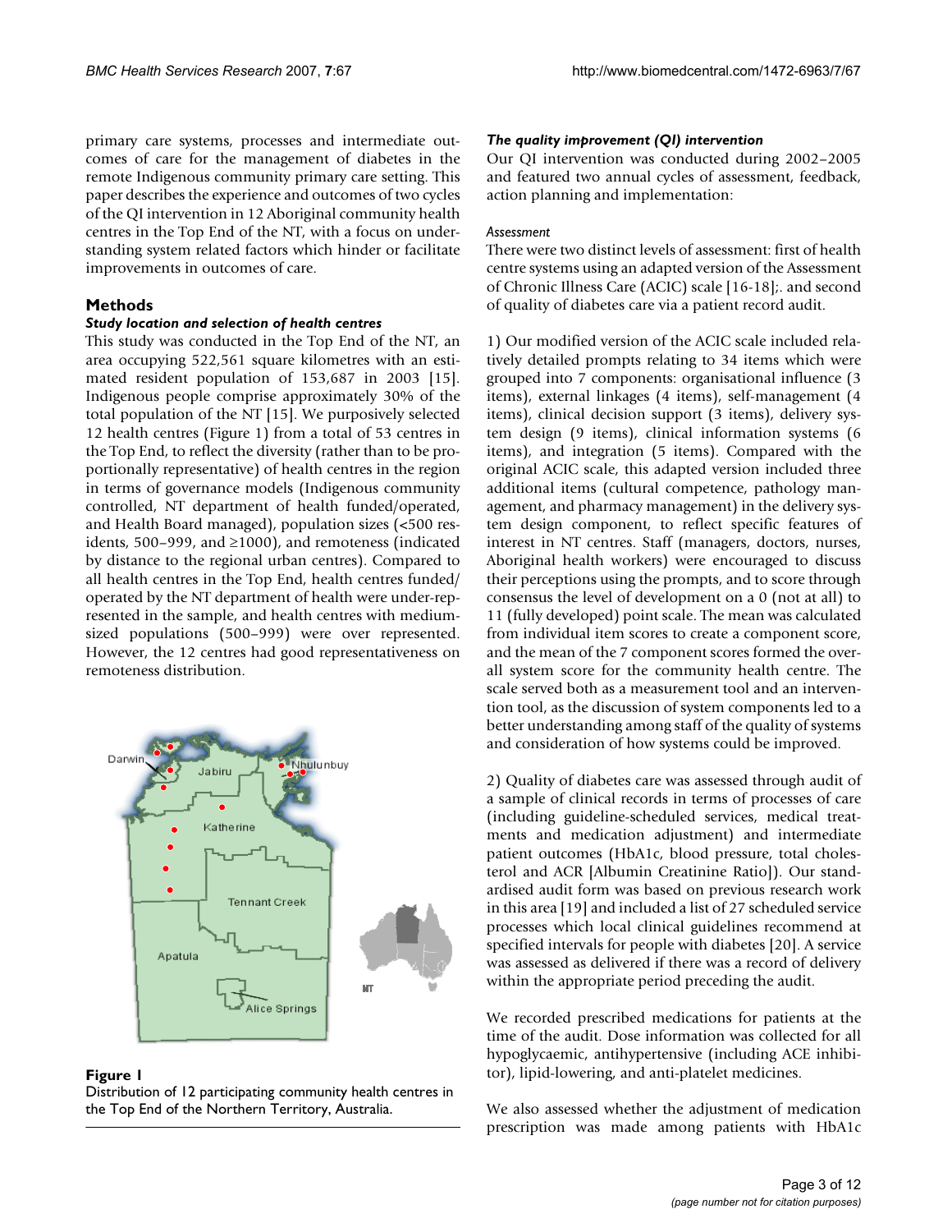primary care systems, processes and intermediate outcomes of care for the management of diabetes in the remote Indigenous community primary care setting. This paper describes the experience and outcomes of two cycles of the QI intervention in 12 Aboriginal community health centres in the Top End of the NT, with a focus on understanding system related factors which hinder or facilitate improvements in outcomes of care.

## Methods

### Study location and selection of health centres

This study was conducted in the Top End of the NT, an area occupying 522,561 square kilometres with an estimated resident population of 153,687 in 2003 [15]. Indigenous people comprise approximately 30% of the total population of the NT [15]. We purposively selected 12 health centres (Figure 1) from a total of 53 centres in the Top End, to reflect the diversity (rather than to be proportionally representative) of health centres in the region in terms of governance models (Indigenous community controlled, NT department of health funded/operated, and Health Board managed), population sizes (<500 residents, 500–999, and ≥1000), and remoteness (indicated by distance to the regional urban centres). Compared to all health centres in the Top End, health centres funded/operated by the NT department of health were under-represented in the sample, and health centres with medium-sized populations (500–999) were over represented. However, the 12 centres had good representativeness on remoteness distribution.

**Figure 1**
Distribution of 12 participating community health centres in the Top End of the Northern Territory, Australia.

### The quality improvement (QI) intervention

Our QI intervention was conducted during 2002–2005 and featured two annual cycles of assessment, feedback, action planning and implementation:

#### *Assessment*

There were two distinct levels of assessment: first of health centre systems using an adapted version of the Assessment of Chronic Illness Care (ACIC) scale [16-18];. and second of quality of diabetes care via a patient record audit.

1) Our modified version of the ACIC scale included relatively detailed prompts relating to 34 items which were grouped into 7 components: organisational influence (3 items), external linkages (4 items), self-management (4 items), clinical decision support (3 items), delivery system design (9 items), clinical information systems (6 items), and integration (5 items). Compared with the original ACIC scale, this adapted version included three additional items (cultural competence, pathology management, and pharmacy management) in the delivery system design component, to reflect specific features of interest in NT centres. Staff (managers, doctors, nurses, Aboriginal health workers) were encouraged to discuss their perceptions using the prompts, and to score through consensus the level of development on a 0 (not at all) to 11 (fully developed) point scale. The mean was calculated from individual item scores to create a component score, and the mean of the 7 component scores formed the overall system score for the community health centre. The scale served both as a measurement tool and an intervention tool, as the discussion of system components led to a better understanding among staff of the quality of systems and consideration of how systems could be improved.

2) Quality of diabetes care was assessed through audit of a sample of clinical records in terms of processes of care (including guideline-scheduled services, medical treatments and medication adjustment) and intermediate patient outcomes (HbA1c, blood pressure, total cholesterol and ACR [Albumin Creatinine Ratio]). Our standardised audit form was based on previous research work in this area [19] and included a list of 27 scheduled service processes which local clinical guidelines recommend at specified intervals for people with diabetes [20]. A service was assessed as delivered if there was a record of delivery within the appropriate period preceding the audit.

We recorded prescribed medications for patients at the time of the audit. Dose information was collected for all hypoglycaemic, antihypertensive (including ACE inhibitor), lipid-lowering, and anti-platelet medicines.

We also assessed whether the adjustment of medication prescription was made among patients with HbA1c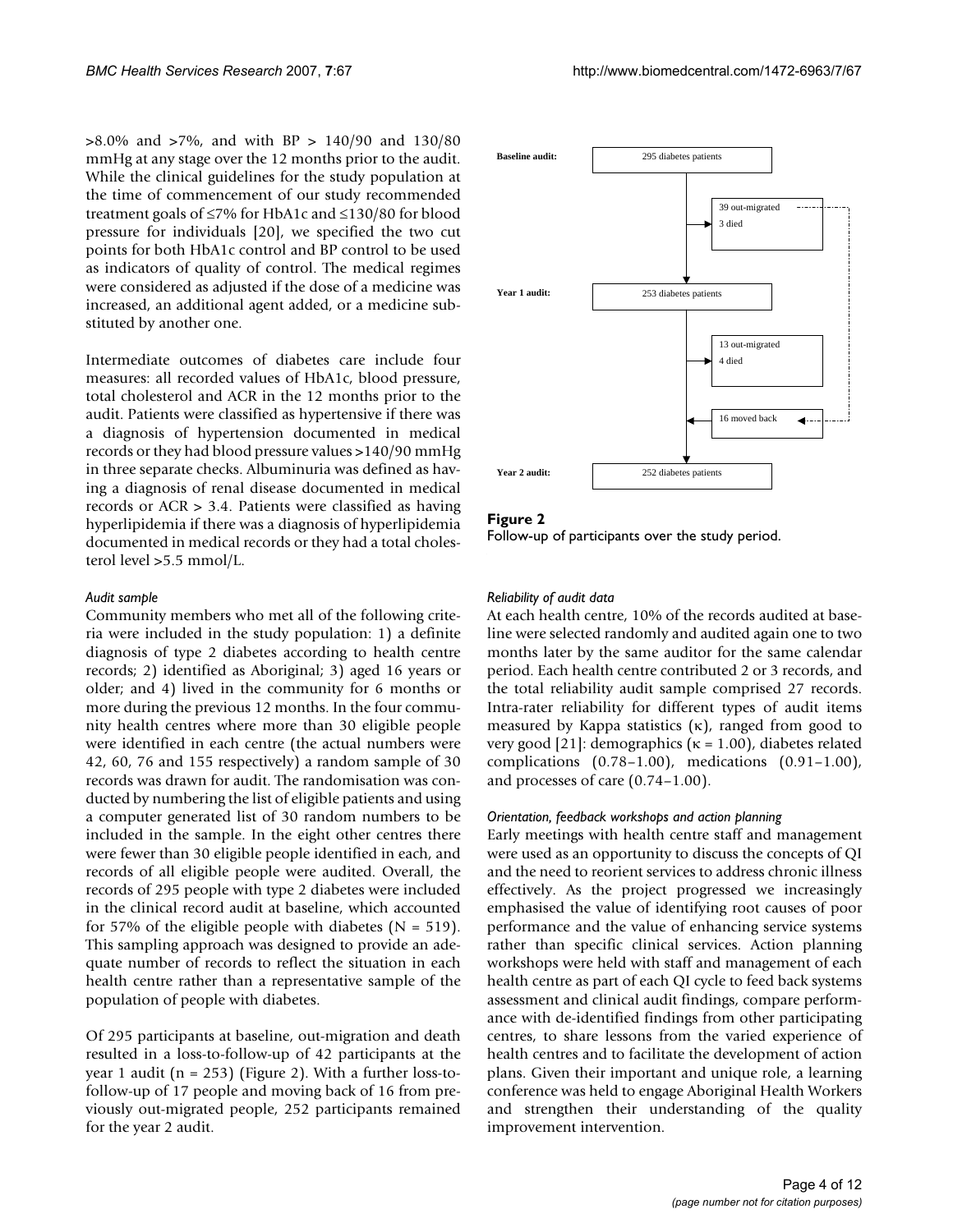>8.0% and >7%, and with BP > 140/90 and 130/80 mmHg at any stage over the 12 months prior to the audit. While the clinical guidelines for the study population at the time of commencement of our study recommended treatment goals of ≤7% for HbA1c and ≤130/80 for blood pressure for individuals [20], we specified the two cut points for both HbA1c control and BP control to be used as indicators of quality of control. The medical regimes were considered as adjusted if the dose of a medicine was increased, an additional agent added, or a medicine substituted by another one.

Intermediate outcomes of diabetes care include four measures: all recorded values of HbA1c, blood pressure, total cholesterol and ACR in the 12 months prior to the audit. Patients were classified as hypertensive if there was a diagnosis of hypertension documented in medical records or they had blood pressure values >140/90 mmHg in three separate checks. Albuminuria was defined as having a diagnosis of renal disease documented in medical records or ACR > 3.4. Patients were classified as having hyperlipidemia if there was a diagnosis of hyperlipidemia documented in medical records or they had a total cholesterol level >5.5 mmol/L.

#### *Audit sample*

Community members who met all of the following criteria were included in the study population: 1) a definite diagnosis of type 2 diabetes according to health centre records; 2) identified as Aboriginal; 3) aged 16 years or older; and 4) lived in the community for 6 months or more during the previous 12 months. In the four community health centres where more than 30 eligible people were identified in each centre (the actual numbers were 42, 60, 76 and 155 respectively) a random sample of 30 records was drawn for audit. The randomisation was conducted by numbering the list of eligible patients and using a computer generated list of 30 random numbers to be included in the sample. In the eight other centres there were fewer than 30 eligible people identified in each, and records of all eligible people were audited. Overall, the records of 295 people with type 2 diabetes were included in the clinical record audit at baseline, which accounted for 57% of the eligible people with diabetes (N = 519). This sampling approach was designed to provide an adequate number of records to reflect the situation in each health centre rather than a representative sample of the population of people with diabetes.

Of 295 participants at baseline, out-migration and death resulted in a loss-to-follow-up of 42 participants at the year 1 audit (n = 253) (Figure 2). With a further loss-to-follow-up of 17 people and moving back of 16 from previously out-migrated people, 252 participants remained for the year 2 audit.

Baseline audit: 295 diabetes patients → 39 out-migrated, 3 died → Year 1 audit: 253 diabetes patients → 13 out-migrated, 4 died; 16 moved back → Year 2 audit: 252 diabetes patients

**Figure 2**
Follow-up of participants over the study period.

#### *Reliability of audit data*

At each health centre, 10% of the records audited at baseline were selected randomly and audited again one to two months later by the same auditor for the same calendar period. Each health centre contributed 2 or 3 records, and the total reliability audit sample comprised 27 records. Intra-rater reliability for different types of audit items measured by Kappa statistics (κ), ranged from good to very good [21]: demographics (κ = 1.00), diabetes related complications (0.78–1.00), medications (0.91–1.00), and processes of care (0.74–1.00).

#### *Orientation, feedback workshops and action planning*

Early meetings with health centre staff and management were used as an opportunity to discuss the concepts of QI and the need to reorient services to address chronic illness effectively. As the project progressed we increasingly emphasised the value of identifying root causes of poor performance and the value of enhancing service systems rather than specific clinical services. Action planning workshops were held with staff and management of each health centre as part of each QI cycle to feed back systems assessment and clinical audit findings, compare performance with de-identified findings from other participating centres, to share lessons from the varied experience of health centres and to facilitate the development of action plans. Given their important and unique role, a learning conference was held to engage Aboriginal Health Workers and strengthen their understanding of the quality improvement intervention.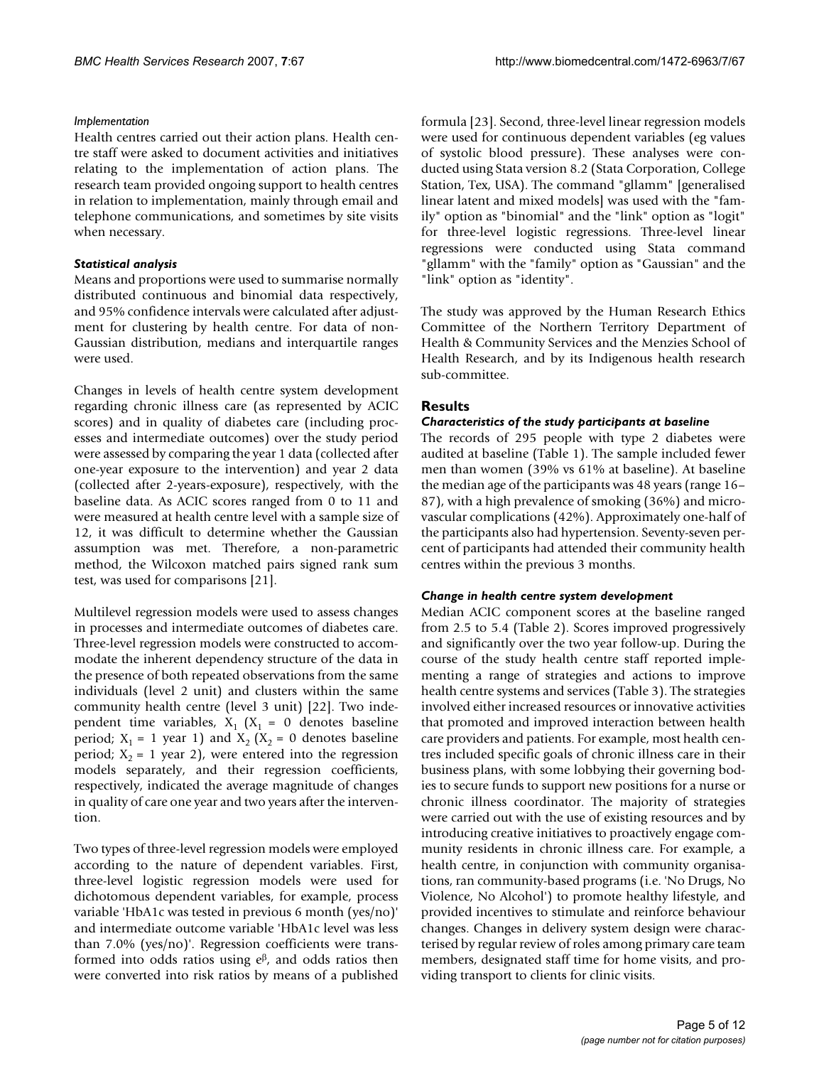*Implementation*

Health centres carried out their action plans. Health centre staff were asked to document activities and initiatives relating to the implementation of action plans. The research team provided ongoing support to health centres in relation to implementation, mainly through email and telephone communications, and sometimes by site visits when necessary.

### *Statistical analysis*

Means and proportions were used to summarise normally distributed continuous and binomial data respectively, and 95% confidence intervals were calculated after adjustment for clustering by health centre. For data of non-Gaussian distribution, medians and interquartile ranges were used.

Changes in levels of health centre system development regarding chronic illness care (as represented by ACIC scores) and in quality of diabetes care (including processes and intermediate outcomes) over the study period were assessed by comparing the year 1 data (collected after one-year exposure to the intervention) and year 2 data (collected after 2-years-exposure), respectively, with the baseline data. As ACIC scores ranged from 0 to 11 and were measured at health centre level with a sample size of 12, it was difficult to determine whether the Gaussian assumption was met. Therefore, a non-parametric method, the Wilcoxon matched pairs signed rank sum test, was used for comparisons [21].

Multilevel regression models were used to assess changes in processes and intermediate outcomes of diabetes care. Three-level regression models were constructed to accommodate the inherent dependency structure of the data in the presence of both repeated observations from the same individuals (level 2 unit) and clusters within the same community health centre (level 3 unit) [22]. Two independent time variables, $X_1$ ($X_1$ = 0 denotes baseline period; $X_1$ = 1 year 1) and $X_2$ ($X_2$ = 0 denotes baseline period; $X_2$ = 1 year 2), were entered into the regression models separately, and their regression coefficients, respectively, indicated the average magnitude of changes in quality of care one year and two years after the intervention.

Two types of three-level regression models were employed according to the nature of dependent variables. First, three-level logistic regression models were used for dichotomous dependent variables, for example, process variable 'HbA1c was tested in previous 6 month (yes/no)' and intermediate outcome variable 'HbA1c level was less than 7.0% (yes/no)'. Regression coefficients were transformed into odds ratios using $e^{\beta}$, and odds ratios then were converted into risk ratios by means of a published formula [23]. Second, three-level linear regression models were used for continuous dependent variables (eg values of systolic blood pressure). These analyses were conducted using Stata version 8.2 (Stata Corporation, College Station, Tex, USA). The command "gllamm" [generalised linear latent and mixed models] was used with the "family" option as "binomial" and the "link" option as "logit" for three-level logistic regressions. Three-level linear regressions were conducted using Stata command "gllamm" with the "family" option as "Gaussian" and the "link" option as "identity".

The study was approved by the Human Research Ethics Committee of the Northern Territory Department of Health & Community Services and the Menzies School of Health Research, and by its Indigenous health research sub-committee.

## Results

### *Characteristics of the study participants at baseline*

The records of 295 people with type 2 diabetes were audited at baseline (Table 1). The sample included fewer men than women (39% vs 61% at baseline). At baseline the median age of the participants was 48 years (range 16–87), with a high prevalence of smoking (36%) and microvascular complications (42%). Approximately one-half of the participants also had hypertension. Seventy-seven percent of participants had attended their community health centres within the previous 3 months.

### *Change in health centre system development*

Median ACIC component scores at the baseline ranged from 2.5 to 5.4 (Table 2). Scores improved progressively and significantly over the two year follow-up. During the course of the study health centre staff reported implementing a range of strategies and actions to improve health centre systems and services (Table 3). The strategies involved either increased resources or innovative activities that promoted and improved interaction between health care providers and patients. For example, most health centres included specific goals of chronic illness care in their business plans, with some lobbying their governing bodies to secure funds to support new positions for a nurse or chronic illness coordinator. The majority of strategies were carried out with the use of existing resources and by introducing creative initiatives to proactively engage community residents in chronic illness care. For example, a health centre, in conjunction with community organisations, ran community-based programs (i.e. 'No Drugs, No Violence, No Alcohol') to promote healthy lifestyle, and provided incentives to stimulate and reinforce behaviour changes. Changes in delivery system design were characterised by regular review of roles among primary care team members, designated staff time for home visits, and providing transport to clients for clinic visits.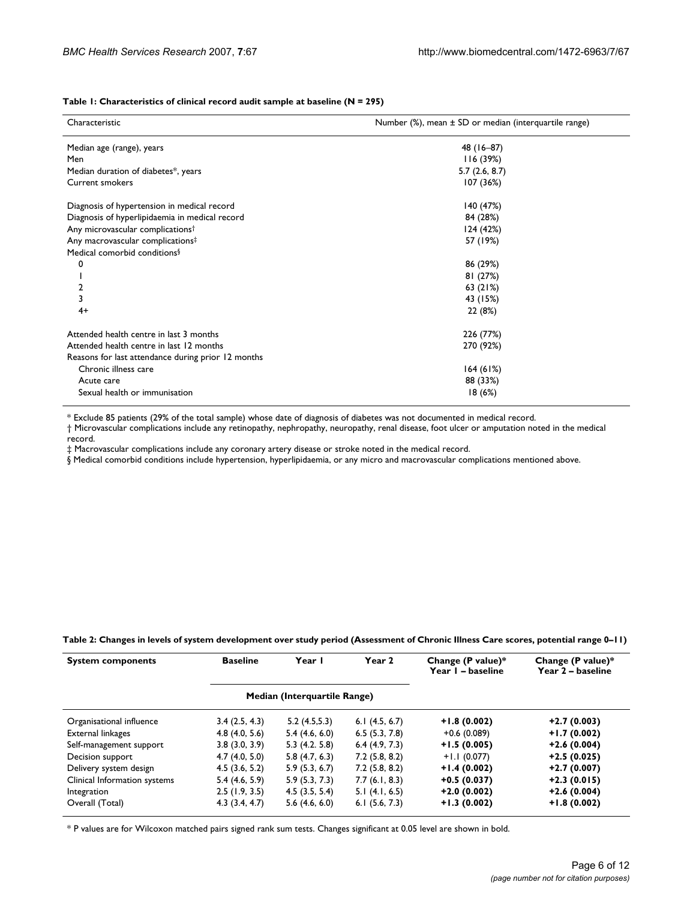**Table 1: Characteristics of clinical record audit sample at baseline (N = 295)**

| Characteristic | Number (%), mean ± SD or median (interquartile range) |
| --- | --- |
| Median age (range), years | 48 (16–87) |
| Men | 116 (39%) |
| Median duration of diabetes*, years | 5.7 (2.6, 8.7) |
| Current smokers | 107 (36%) |
| Diagnosis of hypertension in medical record | 140 (47%) |
| Diagnosis of hyperlipidaemia in medical record | 84 (28%) |
| Any microvascular complications† | 124 (42%) |
| Any macrovascular complications‡ | 57 (19%) |
| Medical comorbid conditions§ | |
| 0 | 86 (29%) |
| 1 | 81 (27%) |
| 2 | 63 (21%) |
| 3 | 43 (15%) |
| 4+ | 22 (8%) |
| Attended health centre in last 3 months | 226 (77%) |
| Attended health centre in last 12 months | 270 (92%) |
| Reasons for last attendance during prior 12 months | |
| Chronic illness care | 164 (61%) |
| Acute care | 88 (33%) |
| Sexual health or immunisation | 18 (6%) |

* Exclude 85 patients (29% of the total sample) whose date of diagnosis of diabetes was not documented in medical record.
† Microvascular complications include any retinopathy, nephropathy, neuropathy, renal disease, foot ulcer or amputation noted in the medical record.
‡ Macrovascular complications include any coronary artery disease or stroke noted in the medical record.
§ Medical comorbid conditions include hypertension, hyperlipidaemia, or any micro and macrovascular complications mentioned above.

**Table 2: Changes in levels of system development over study period (Assessment of Chronic Illness Care scores, potential range 0–11)**

| System components | Baseline | Year 1 | Year 2 | Change (P value)* Year 1 – baseline | Change (P value)* Year 2 – baseline |
| --- | --- | --- | --- | --- | --- |
| | Median (Interquartile Range) | | | | |
| Organisational influence | 3.4 (2.5, 4.3) | 5.2 (4.5,5.3) | 6.1 (4.5, 6.7) | **+1.8 (0.002)** | **+2.7 (0.003)** |
| External linkages | 4.8 (4.0, 5.6) | 5.4 (4.6, 6.0) | 6.5 (5.3, 7.8) | +0.6 (0.089) | **+1.7 (0.002)** |
| Self-management support | 3.8 (3.0, 3.9) | 5.3 (4.2. 5.8) | 6.4 (4.9, 7.3) | **+1.5 (0.005)** | **+2.6 (0.004)** |
| Decision support | 4.7 (4.0, 5.0) | 5.8 (4.7, 6.3) | 7.2 (5.8, 8.2) | +1.1 (0.077) | **+2.5 (0.025)** |
| Delivery system design | 4.5 (3.6, 5.2) | 5.9 (5.3, 6.7) | 7.2 (5.8, 8.2) | **+1.4 (0.002)** | **+2.7 (0.007)** |
| Clinical Information systems | 5.4 (4.6, 5.9) | 5.9 (5.3, 7.3) | 7.7 (6.1, 8.3) | **+0.5 (0.037)** | **+2.3 (0.015)** |
| Integration | 2.5 (1.9, 3.5) | 4.5 (3.5, 5.4) | 5.1 (4.1, 6.5) | **+2.0 (0.002)** | **+2.6 (0.004)** |
| Overall (Total) | 4.3 (3.4, 4.7) | 5.6 (4.6, 6.0) | 6.1 (5.6, 7.3) | **+1.3 (0.002)** | **+1.8 (0.002)** |

* P values are for Wilcoxon matched pairs signed rank sum tests. Changes significant at 0.05 level are shown in bold.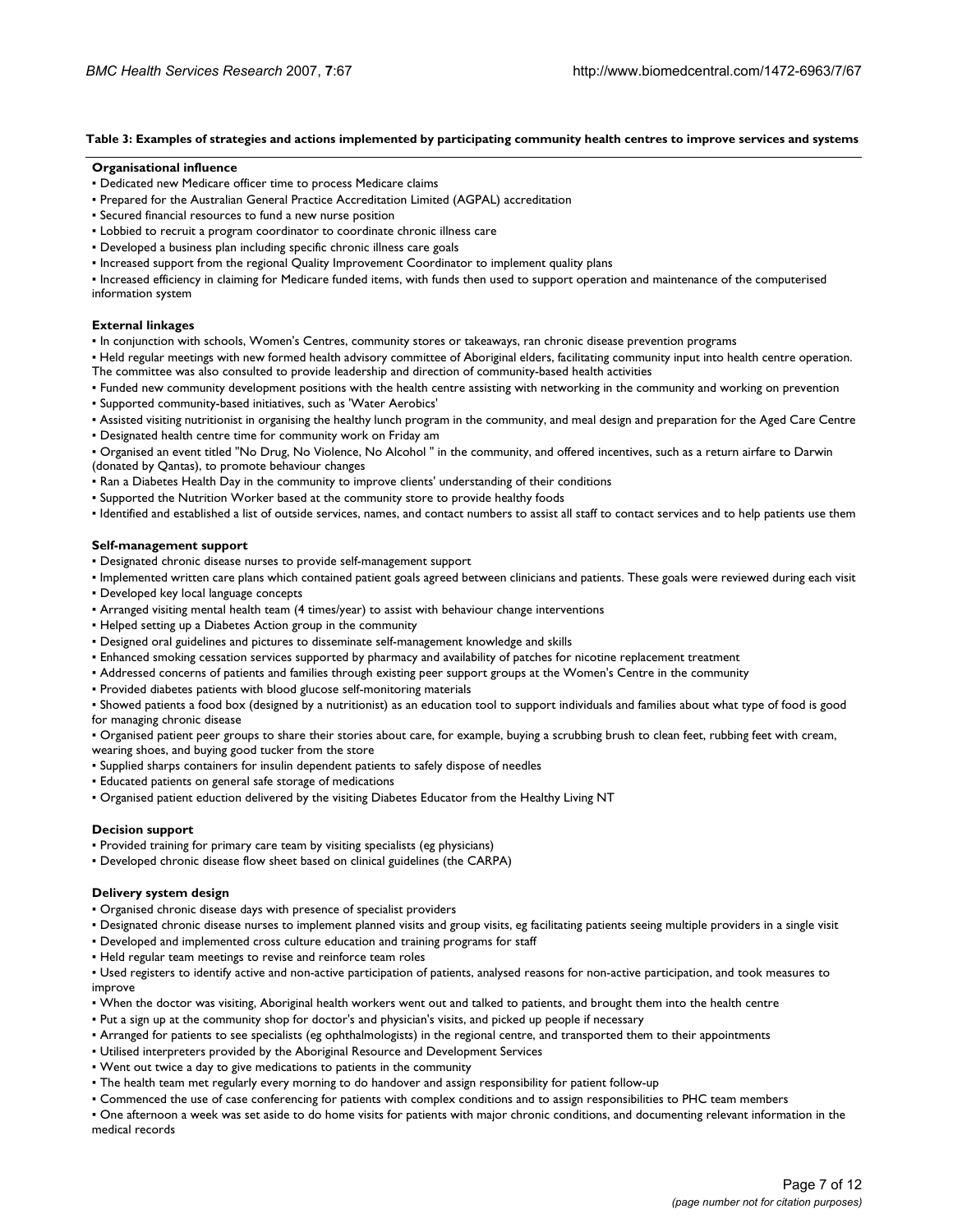**Table 3: Examples of strategies and actions implemented by participating community health centres to improve services and systems**

**Organisational influence**

- Dedicated new Medicare officer time to process Medicare claims
- Prepared for the Australian General Practice Accreditation Limited (AGPAL) accreditation
- Secured financial resources to fund a new nurse position
- Lobbied to recruit a program coordinator to coordinate chronic illness care
- Developed a business plan including specific chronic illness care goals
- Increased support from the regional Quality Improvement Coordinator to implement quality plans
- Increased efficiency in claiming for Medicare funded items, with funds then used to support operation and maintenance of the computerised information system

**External linkages**

- In conjunction with schools, Women's Centres, community stores or takeaways, ran chronic disease prevention programs
- Held regular meetings with new formed health advisory committee of Aboriginal elders, facilitating community input into health centre operation. The committee was also consulted to provide leadership and direction of community-based health activities
- Funded new community development positions with the health centre assisting with networking in the community and working on prevention
- Supported community-based initiatives, such as 'Water Aerobics'
- Assisted visiting nutritionist in organising the healthy lunch program in the community, and meal design and preparation for the Aged Care Centre
- Designated health centre time for community work on Friday am
- Organised an event titled "No Drug, No Violence, No Alcohol " in the community, and offered incentives, such as a return airfare to Darwin (donated by Qantas), to promote behaviour changes
- Ran a Diabetes Health Day in the community to improve clients' understanding of their conditions
- Supported the Nutrition Worker based at the community store to provide healthy foods
- Identified and established a list of outside services, names, and contact numbers to assist all staff to contact services and to help patients use them

**Self-management support**

- Designated chronic disease nurses to provide self-management support
- Implemented written care plans which contained patient goals agreed between clinicians and patients. These goals were reviewed during each visit
- Developed key local language concepts
- Arranged visiting mental health team (4 times/year) to assist with behaviour change interventions
- Helped setting up a Diabetes Action group in the community
- Designed oral guidelines and pictures to disseminate self-management knowledge and skills
- Enhanced smoking cessation services supported by pharmacy and availability of patches for nicotine replacement treatment
- Addressed concerns of patients and families through existing peer support groups at the Women's Centre in the community
- Provided diabetes patients with blood glucose self-monitoring materials
- Showed patients a food box (designed by a nutritionist) as an education tool to support individuals and families about what type of food is good for managing chronic disease
- Organised patient peer groups to share their stories about care, for example, buying a scrubbing brush to clean feet, rubbing feet with cream, wearing shoes, and buying good tucker from the store
- Supplied sharps containers for insulin dependent patients to safely dispose of needles
- Educated patients on general safe storage of medications
- Organised patient eduction delivered by the visiting Diabetes Educator from the Healthy Living NT

**Decision support**

- Provided training for primary care team by visiting specialists (eg physicians)
- Developed chronic disease flow sheet based on clinical guidelines (the CARPA)

**Delivery system design**

- Organised chronic disease days with presence of specialist providers
- Designated chronic disease nurses to implement planned visits and group visits, eg facilitating patients seeing multiple providers in a single visit
- Developed and implemented cross culture education and training programs for staff
- Held regular team meetings to revise and reinforce team roles
- Used registers to identify active and non-active participation of patients, analysed reasons for non-active participation, and took measures to improve
- When the doctor was visiting, Aboriginal health workers went out and talked to patients, and brought them into the health centre
- Put a sign up at the community shop for doctor's and physician's visits, and picked up people if necessary
- Arranged for patients to see specialists (eg ophthalmologists) in the regional centre, and transported them to their appointments
- Utilised interpreters provided by the Aboriginal Resource and Development Services
- Went out twice a day to give medications to patients in the community
- The health team met regularly every morning to do handover and assign responsibility for patient follow-up
- Commenced the use of case conferencing for patients with complex conditions and to assign responsibilities to PHC team members
- One afternoon a week was set aside to do home visits for patients with major chronic conditions, and documenting relevant information in the medical records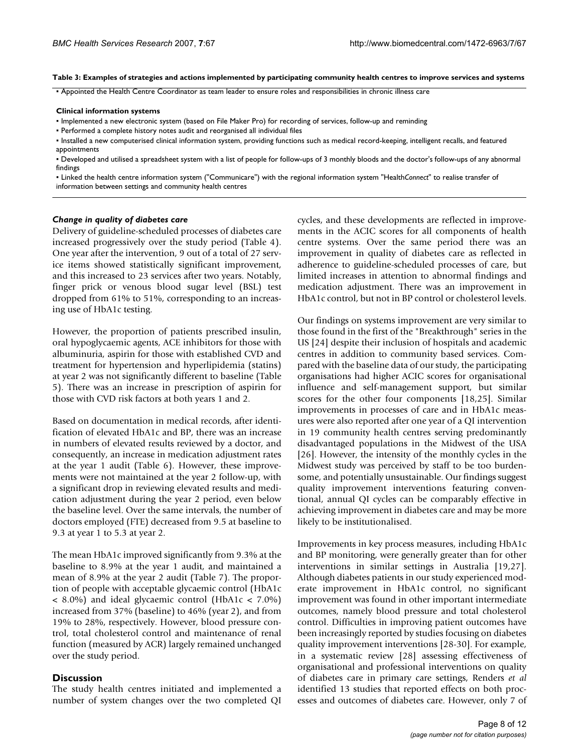**Table 3: Examples of strategies and actions implemented by participating community health centres to improve services and systems**

- Appointed the Health Centre Coordinator as team leader to ensure roles and responsibilities in chronic illness care

**Clinical information systems**

- Implemented a new electronic system (based on File Maker Pro) for recording of services, follow-up and reminding
- Performed a complete history notes audit and reorganised all individual files
- Installed a new computerised clinical information system, providing functions such as medical record-keeping, intelligent recalls, and featured appointments
- Developed and utilised a spreadsheet system with a list of people for follow-ups of 3 monthly bloods and the doctor's follow-ups of any abnormal findings
- Linked the health centre information system ("Communicare") with the regional information system "Health*Connect*" to realise transfer of information between settings and community health centres

### *Change in quality of diabetes care*

Delivery of guideline-scheduled processes of diabetes care increased progressively over the study period (Table 4). One year after the intervention, 9 out of a total of 27 service items showed statistically significant improvement, and this increased to 23 services after two years. Notably, finger prick or venous blood sugar level (BSL) test dropped from 61% to 51%, corresponding to an increasing use of HbA1c testing.

However, the proportion of patients prescribed insulin, oral hypoglycaemic agents, ACE inhibitors for those with albuminuria, aspirin for those with established CVD and treatment for hypertension and hyperlipidemia (statins) at year 2 was not significantly different to baseline (Table 5). There was an increase in prescription of aspirin for those with CVD risk factors at both years 1 and 2.

Based on documentation in medical records, after identification of elevated HbA1c and BP, there was an increase in numbers of elevated results reviewed by a doctor, and consequently, an increase in medication adjustment rates at the year 1 audit (Table 6). However, these improvements were not maintained at the year 2 follow-up, with a significant drop in reviewing elevated results and medication adjustment during the year 2 period, even below the baseline level. Over the same intervals, the number of doctors employed (FTE) decreased from 9.5 at baseline to 9.3 at year 1 to 5.3 at year 2.

The mean HbA1c improved significantly from 9.3% at the baseline to 8.9% at the year 1 audit, and maintained a mean of 8.9% at the year 2 audit (Table 7). The proportion of people with acceptable glycaemic control (HbA1c < 8.0%) and ideal glycaemic control (HbA1c < 7.0%) increased from 37% (baseline) to 46% (year 2), and from 19% to 28%, respectively. However, blood pressure control, total cholesterol control and maintenance of renal function (measured by ACR) largely remained unchanged over the study period.

## Discussion

The study health centres initiated and implemented a number of system changes over the two completed QI cycles, and these developments are reflected in improvements in the ACIC scores for all components of health centre systems. Over the same period there was an improvement in quality of diabetes care as reflected in adherence to guideline-scheduled processes of care, but limited increases in attention to abnormal findings and medication adjustment. There was an improvement in HbA1c control, but not in BP control or cholesterol levels.

Our findings on systems improvement are very similar to those found in the first of the "Breakthrough" series in the US [24] despite their inclusion of hospitals and academic centres in addition to community based services. Compared with the baseline data of our study, the participating organisations had higher ACIC scores for organisational influence and self-management support, but similar scores for the other four components [18,25]. Similar improvements in processes of care and in HbA1c measures were also reported after one year of a QI intervention in 19 community health centres serving predominantly disadvantaged populations in the Midwest of the USA [26]. However, the intensity of the monthly cycles in the Midwest study was perceived by staff to be too burdensome, and potentially unsustainable. Our findings suggest quality improvement interventions featuring conventional, annual QI cycles can be comparably effective in achieving improvement in diabetes care and may be more likely to be institutionalised.

Improvements in key process measures, including HbA1c and BP monitoring, were generally greater than for other interventions in similar settings in Australia [19,27]. Although diabetes patients in our study experienced moderate improvement in HbA1c control, no significant improvement was found in other important intermediate outcomes, namely blood pressure and total cholesterol control. Difficulties in improving patient outcomes have been increasingly reported by studies focusing on diabetes quality improvement interventions [28-30]. For example, in a systematic review [28] assessing effectiveness of organisational and professional interventions on quality of diabetes care in primary care settings, Renders *et al* identified 13 studies that reported effects on both processes and outcomes of diabetes care. However, only 7 of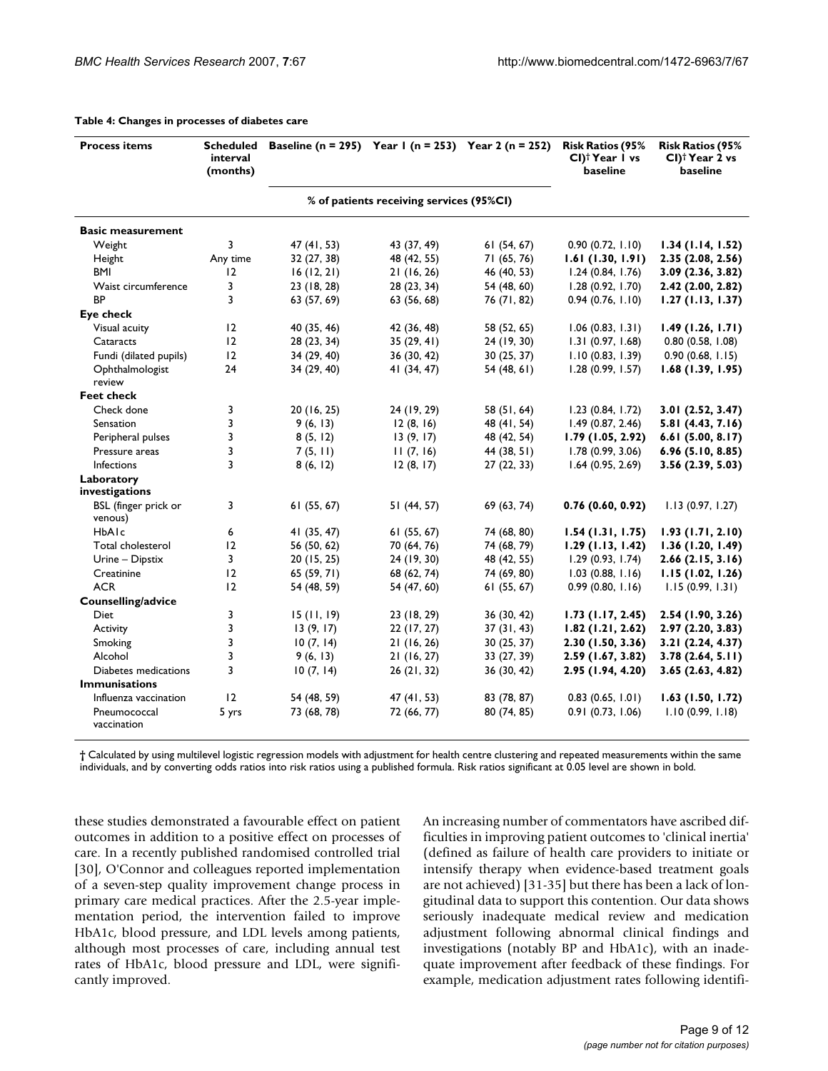**Table 4: Changes in processes of diabetes care**

| Process items | Scheduled interval (months) | Baseline (n = 295) | Year 1 (n = 253) | Year 2 (n = 252) | Risk Ratios (95% CI)† Year 1 vs baseline | Risk Ratios (95% CI)† Year 2 vs baseline |
|---|---|---|---|---|---|---|
| | | % of patients receiving services (95%CI) | | | | |
| **Basic measurement** | | | | | | |
| Weight | 3 | 47 (41, 53) | 43 (37, 49) | 61 (54, 67) | 0.90 (0.72, 1.10) | **1.34 (1.14, 1.52)** |
| Height | Any time | 32 (27, 38) | 48 (42, 55) | 71 (65, 76) | **1.61 (1.30, 1.91)** | **2.35 (2.08, 2.56)** |
| BMI | 12 | 16 (12, 21) | 21 (16, 26) | 46 (40, 53) | 1.24 (0.84, 1.76) | **3.09 (2.36, 3.82)** |
| Waist circumference | 3 | 23 (18, 28) | 28 (23, 34) | 54 (48, 60) | 1.28 (0.92, 1.70) | **2.42 (2.00, 2.82)** |
| BP | 3 | 63 (57, 69) | 63 (56, 68) | 76 (71, 82) | 0.94 (0.76, 1.10) | **1.27 (1.13, 1.37)** |
| **Eye check** | | | | | | |
| Visual acuity | 12 | 40 (35, 46) | 42 (36, 48) | 58 (52, 65) | 1.06 (0.83, 1.31) | **1.49 (1.26, 1.71)** |
| Cataracts | 12 | 28 (23, 34) | 35 (29, 41) | 24 (19, 30) | 1.31 (0.97, 1.68) | 0.80 (0.58, 1.08) |
| Fundi (dilated pupils) | 12 | 34 (29, 40) | 36 (30, 42) | 30 (25, 37) | 1.10 (0.83, 1.39) | 0.90 (0.68, 1.15) |
| Ophthalmologist review | 24 | 34 (29, 40) | 41 (34, 47) | 54 (48, 61) | 1.28 (0.99, 1.57) | **1.68 (1.39, 1.95)** |
| **Feet check** | | | | | | |
| Check done | 3 | 20 (16, 25) | 24 (19, 29) | 58 (51, 64) | 1.23 (0.84, 1.72) | **3.01 (2.52, 3.47)** |
| Sensation | 3 | 9 (6, 13) | 12 (8, 16) | 48 (41, 54) | 1.49 (0.87, 2.46) | **5.81 (4.43, 7.16)** |
| Peripheral pulses | 3 | 8 (5, 12) | 13 (9, 17) | 48 (42, 54) | **1.79 (1.05, 2.92)** | **6.61 (5.00, 8.17)** |
| Pressure areas | 3 | 7 (5, 11) | 11 (7, 16) | 44 (38, 51) | 1.78 (0.99, 3.06) | **6.96 (5.10, 8.85)** |
| Infections | 3 | 8 (6, 12) | 12 (8, 17) | 27 (22, 33) | 1.64 (0.95, 2.69) | **3.56 (2.39, 5.03)** |
| **Laboratory investigations** | | | | | | |
| BSL (finger prick or venous) | 3 | 61 (55, 67) | 51 (44, 57) | 69 (63, 74) | **0.76 (0.60, 0.92)** | 1.13 (0.97, 1.27) |
| HbA1c | 6 | 41 (35, 47) | 61 (55, 67) | 74 (68, 80) | **1.54 (1.31, 1.75)** | **1.93 (1.71, 2.10)** |
| Total cholesterol | 12 | 56 (50, 62) | 70 (64, 76) | 74 (68, 79) | **1.29 (1.13, 1.42)** | **1.36 (1.20, 1.49)** |
| Urine – Dipstix | 3 | 20 (15, 25) | 24 (19, 30) | 48 (42, 55) | 1.29 (0.93, 1.74) | **2.66 (2.15, 3.16)** |
| Creatinine | 12 | 65 (59, 71) | 68 (62, 74) | 74 (69, 80) | 1.03 (0.88, 1.16) | **1.15 (1.02, 1.26)** |
| ACR | 12 | 54 (48, 59) | 54 (47, 60) | 61 (55, 67) | 0.99 (0.80, 1.16) | 1.15 (0.99, 1.31) |
| **Counselling/advice** | | | | | | |
| Diet | 3 | 15 (11, 19) | 23 (18, 29) | 36 (30, 42) | **1.73 (1.17, 2.45)** | **2.54 (1.90, 3.26)** |
| Activity | 3 | 13 (9, 17) | 22 (17, 27) | 37 (31, 43) | **1.82 (1.21, 2.62)** | **2.97 (2.20, 3.83)** |
| Smoking | 3 | 10 (7, 14) | 21 (16, 26) | 30 (25, 37) | **2.30 (1.50, 3.36)** | **3.21 (2.24, 4.37)** |
| Alcohol | 3 | 9 (6, 13) | 21 (16, 27) | 33 (27, 39) | **2.59 (1.67, 3.82)** | **3.78 (2.64, 5.11)** |
| Diabetes medications | 3 | 10 (7, 14) | 26 (21, 32) | 36 (30, 42) | **2.95 (1.94, 4.20)** | **3.65 (2.63, 4.82)** |
| **Immunisations** | | | | | | |
| Influenza vaccination | 12 | 54 (48, 59) | 47 (41, 53) | 83 (78, 87) | 0.83 (0.65, 1.01) | **1.63 (1.50, 1.72)** |
| Pneumococcal vaccination | 5 yrs | 73 (68, 78) | 72 (66, 77) | 80 (74, 85) | 0.91 (0.73, 1.06) | 1.10 (0.99, 1.18) |

† Calculated by using multilevel logistic regression models with adjustment for health centre clustering and repeated measurements within the same individuals, and by converting odds ratios into risk ratios using a published formula. Risk ratios significant at 0.05 level are shown in bold.

these studies demonstrated a favourable effect on patient outcomes in addition to a positive effect on processes of care. In a recently published randomised controlled trial [30], O'Connor and colleagues reported implementation of a seven-step quality improvement change process in primary care medical practices. After the 2.5-year implementation period, the intervention failed to improve HbA1c, blood pressure, and LDL levels among patients, although most processes of care, including annual test rates of HbA1c, blood pressure and LDL, were significantly improved.

An increasing number of commentators have ascribed difficulties in improving patient outcomes to 'clinical inertia' (defined as failure of health care providers to initiate or intensify therapy when evidence-based treatment goals are not achieved) [31-35] but there has been a lack of longitudinal data to support this contention. Our data shows seriously inadequate medical review and medication adjustment following abnormal clinical findings and investigations (notably BP and HbA1c), with an inadequate improvement after feedback of these findings. For example, medication adjustment rates following identifi-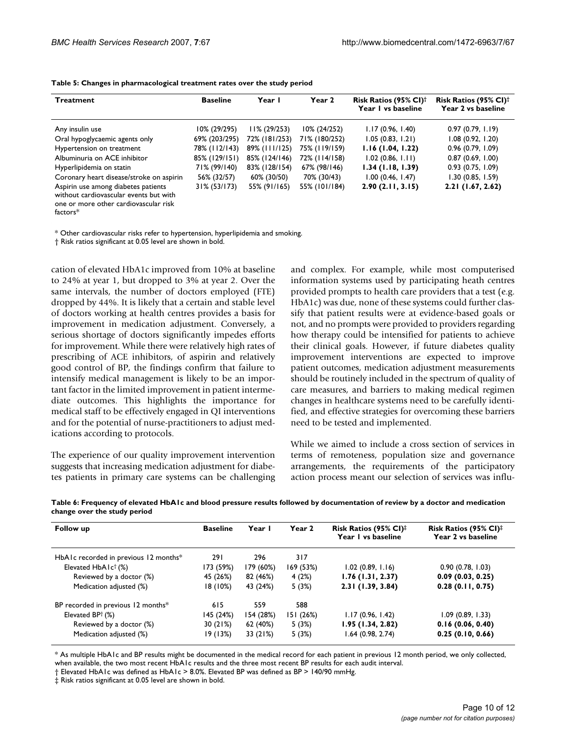**Table 5: Changes in pharmacological treatment rates over the study period**

| Treatment | Baseline | Year 1 | Year 2 | Risk Ratios (95% CI)† Year 1 vs baseline | Risk Ratios (95% CI)† Year 2 vs baseline |
|---|---|---|---|---|---|
| Any insulin use | 10% (29/295) | 11% (29/253) | 10% (24/252) | 1.17 (0.96, 1.40) | 0.97 (0.79, 1.19) |
| Oral hypoglycaemic agents only | 69% (203/295) | 72% (181/253) | 71% (180/252) | 1.05 (0.83, 1.21) | 1.08 (0.92, 1.20) |
| Hypertension on treatment | 78% (112/143) | 89% (111/125) | 75% (119/159) | **1.16 (1.04, 1.22)** | 0.96 (0.79, 1.09) |
| Albuminuria on ACE inhibitor | 85% (129/151) | 85% (124/146) | 72% (114/158) | 1.02 (0.86, 1.11) | 0.87 (0.69, 1.00) |
| Hyperlipidemia on statin | 71% (99/140) | 83% (128/154) | 67% (98/146) | **1.34 (1.18, 1.39)** | 0.93 (0.75, 1.09) |
| Coronary heart disease/stroke on aspirin | 56% (32/57) | 60% (30/50) | 70% (30/43) | 1.00 (0.46, 1.47) | 1.30 (0.85, 1.59) |
| Aspirin use among diabetes patients without cardiovascular events but with one or more other cardiovascular risk factors* | 31% (53/173) | 55% (91/165) | 55% (101/184) | **2.90 (2.11, 3.15)** | **2.21 (1.67, 2.62)** |

* Other cardiovascular risks refer to hypertension, hyperlipidemia and smoking.
† Risk ratios significant at 0.05 level are shown in bold.

cation of elevated HbA1c improved from 10% at baseline to 24% at year 1, but dropped to 3% at year 2. Over the same intervals, the number of doctors employed (FTE) dropped by 44%. It is likely that a certain and stable level of doctors working at health centres provides a basis for improvement in medication adjustment. Conversely, a serious shortage of doctors significantly impedes efforts for improvement. While there were relatively high rates of prescribing of ACE inhibitors, of aspirin and relatively good control of BP, the findings confirm that failure to intensify medical management is likely to be an important factor in the limited improvement in patient intermediate outcomes. This highlights the importance for medical staff to be effectively engaged in QI interventions and for the potential of nurse-practitioners to adjust medications according to protocols.

The experience of our quality improvement intervention suggests that increasing medication adjustment for diabetes patients in primary care systems can be challenging and complex. For example, while most computerised information systems used by participating heath centres provided prompts to health care providers that a test (e.g. HbA1c) was due, none of these systems could further classify that patient results were at evidence-based goals or not, and no prompts were provided to providers regarding how therapy could be intensified for patients to achieve their clinical goals. However, if future diabetes quality improvement interventions are expected to improve patient outcomes, medication adjustment measurements should be routinely included in the spectrum of quality of care measures, and barriers to making medical regimen changes in healthcare systems need to be carefully identified, and effective strategies for overcoming these barriers need to be tested and implemented.

While we aimed to include a cross section of services in terms of remoteness, population size and governance arrangements, the requirements of the participatory action process meant our selection of services was influ-

**Table 6: Frequency of elevated HbA1c and blood pressure results followed by documentation of review by a doctor and medication change over the study period**

| Follow up | Baseline | Year 1 | Year 2 | Risk Ratios (95% CI)‡ Year 1 vs baseline | Risk Ratios (95% CI)‡ Year 2 vs baseline |
|---|---|---|---|---|---|
| HbA1c recorded in previous 12 months* | 291 | 296 | 317 | | |
| Elevated HbA1c† (%) | 173 (59%) | 179 (60%) | 169 (53%) | 1.02 (0.89, 1.16) | 0.90 (0.78, 1.03) |
| Reviewed by a doctor (%) | 45 (26%) | 82 (46%) | 4 (2%) | **1.76 (1.31, 2.37)** | **0.09 (0.03, 0.25)** |
| Medication adjusted (%) | 18 (10%) | 43 (24%) | 5 (3%) | **2.31 (1.39, 3.84)** | **0.28 (0.11, 0.75)** |
| BP recorded in previous 12 months* | 615 | 559 | 588 | | |
| Elevated BP† (%) | 145 (24%) | 154 (28%) | 151 (26%) | 1.17 (0.96, 1.42) | 1.09 (0.89, 1.33) |
| Reviewed by a doctor (%) | 30 (21%) | 62 (40%) | 5 (3%) | **1.95 (1.34, 2.82)** | **0.16 (0.06, 0.40)** |
| Medication adjusted (%) | 19 (13%) | 33 (21%) | 5 (3%) | 1.64 (0.98, 2.74) | **0.25 (0.10, 0.66)** |

* As multiple HbA1c and BP results might be documented in the medical record for each patient in previous 12 month period, we only collected, when available, the two most recent HbA1c results and the three most recent BP results for each audit interval.
† Elevated HbA1c was defined as HbA1c > 8.0%. Elevated BP was defined as BP > 140/90 mmHg.
‡ Risk ratios significant at 0.05 level are shown in bold.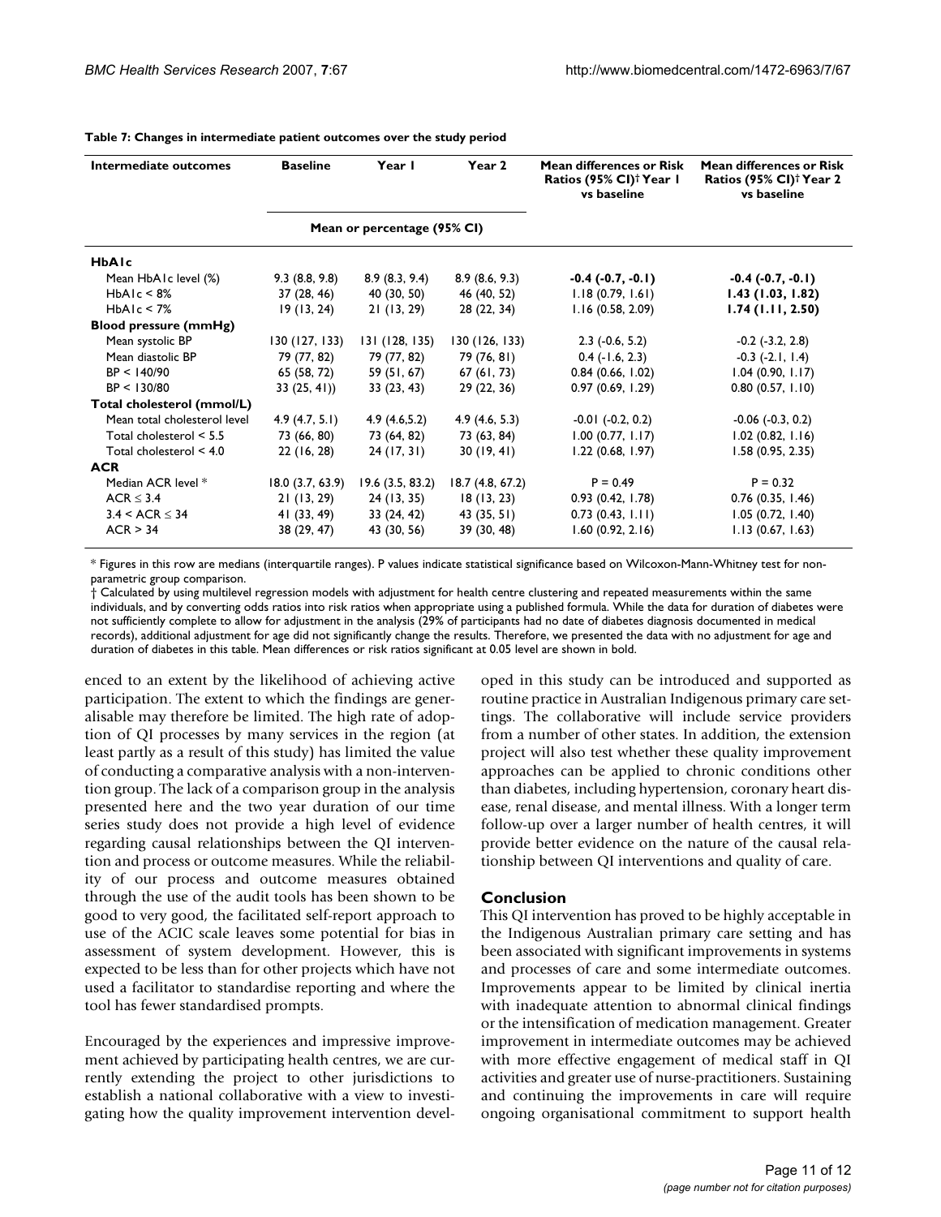**Table 7: Changes in intermediate patient outcomes over the study period**

| Intermediate outcomes | Baseline | Year 1 | Year 2 | Mean differences or Risk Ratios (95% CI)† Year 1 vs baseline | Mean differences or Risk Ratios (95% CI)† Year 2 vs baseline |
|---|---|---|---|---|---|
| | Mean or percentage (95% CI) | | | | |
| **HbA1c** | | | | | |
| Mean HbA1c level (%) | 9.3 (8.8, 9.8) | 8.9 (8.3, 9.4) | 8.9 (8.6, 9.3) | **-0.4 (-0.7, -0.1)** | **-0.4 (-0.7, -0.1)** |
| HbA1c < 8% | 37 (28, 46) | 40 (30, 50) | 46 (40, 52) | 1.18 (0.79, 1.61) | **1.43 (1.03, 1.82)** |
| HbA1c < 7% | 19 (13, 24) | 21 (13, 29) | 28 (22, 34) | 1.16 (0.58, 2.09) | **1.74 (1.11, 2.50)** |
| **Blood pressure (mmHg)** | | | | | |
| Mean systolic BP | 130 (127, 133) | 131 (128, 135) | 130 (126, 133) | 2.3 (-0.6, 5.2) | -0.2 (-3.2, 2.8) |
| Mean diastolic BP | 79 (77, 82) | 79 (77, 82) | 79 (76, 81) | 0.4 (-1.6, 2.3) | -0.3 (-2.1, 1.4) |
| BP < 140/90 | 65 (58, 72) | 59 (51, 67) | 67 (61, 73) | 0.84 (0.66, 1.02) | 1.04 (0.90, 1.17) |
| BP < 130/80 | 33 (25, 41)) | 33 (23, 43) | 29 (22, 36) | 0.97 (0.69, 1.29) | 0.80 (0.57, 1.10) |
| **Total cholesterol (mmol/L)** | | | | | |
| Mean total cholesterol level | 4.9 (4.7, 5.1) | 4.9 (4.6,5.2) | 4.9 (4.6, 5.3) | -0.01 (-0.2, 0.2) | -0.06 (-0.3, 0.2) |
| Total cholesterol < 5.5 | 73 (66, 80) | 73 (64, 82) | 73 (63, 84) | 1.00 (0.77, 1.17) | 1.02 (0.82, 1.16) |
| Total cholesterol < 4.0 | 22 (16, 28) | 24 (17, 31) | 30 (19, 41) | 1.22 (0.68, 1.97) | 1.58 (0.95, 2.35) |
| **ACR** | | | | | |
| Median ACR level * | 18.0 (3.7, 63.9) | 19.6 (3.5, 83.2) | 18.7 (4.8, 67.2) | P = 0.49 | P = 0.32 |
| ACR ≤ 3.4 | 21 (13, 29) | 24 (13, 35) | 18 (13, 23) | 0.93 (0.42, 1.78) | 0.76 (0.35, 1.46) |
| 3.4 < ACR ≤ 34 | 41 (33, 49) | 33 (24, 42) | 43 (35, 51) | 0.73 (0.43, 1.11) | 1.05 (0.72, 1.40) |
| ACR > 34 | 38 (29, 47) | 43 (30, 56) | 39 (30, 48) | 1.60 (0.92, 2.16) | 1.13 (0.67, 1.63) |

* Figures in this row are medians (interquartile ranges). P values indicate statistical significance based on Wilcoxon-Mann-Whitney test for non-parametric group comparison.

† Calculated by using multilevel regression models with adjustment for health centre clustering and repeated measurements within the same individuals, and by converting odds ratios into risk ratios when appropriate using a published formula. While the data for duration of diabetes were not sufficiently complete to allow for adjustment in the analysis (29% of participants had no date of diabetes diagnosis documented in medical records), additional adjustment for age did not significantly change the results. Therefore, we presented the data with no adjustment for age and duration of diabetes in this table. Mean differences or risk ratios significant at 0.05 level are shown in bold.

enced to an extent by the likelihood of achieving active participation. The extent to which the findings are generalisable may therefore be limited. The high rate of adoption of QI processes by many services in the region (at least partly as a result of this study) has limited the value of conducting a comparative analysis with a non-intervention group. The lack of a comparison group in the analysis presented here and the two year duration of our time series study does not provide a high level of evidence regarding causal relationships between the QI intervention and process or outcome measures. While the reliability of our process and outcome measures obtained through the use of the audit tools has been shown to be good to very good, the facilitated self-report approach to use of the ACIC scale leaves some potential for bias in assessment of system development. However, this is expected to be less than for other projects which have not used a facilitator to standardise reporting and where the tool has fewer standardised prompts.

Encouraged by the experiences and impressive improvement achieved by participating health centres, we are currently extending the project to other jurisdictions to establish a national collaborative with a view to investigating how the quality improvement intervention developed in this study can be introduced and supported as routine practice in Australian Indigenous primary care settings. The collaborative will include service providers from a number of other states. In addition, the extension project will also test whether these quality improvement approaches can be applied to chronic conditions other than diabetes, including hypertension, coronary heart disease, renal disease, and mental illness. With a longer term follow-up over a larger number of health centres, it will provide better evidence on the nature of the causal relationship between QI interventions and quality of care.

## Conclusion

This QI intervention has proved to be highly acceptable in the Indigenous Australian primary care setting and has been associated with significant improvements in systems and processes of care and some intermediate outcomes. Improvements appear to be limited by clinical inertia with inadequate attention to abnormal clinical findings or the intensification of medication management. Greater improvement in intermediate outcomes may be achieved with more effective engagement of medical staff in QI activities and greater use of nurse-practitioners. Sustaining and continuing the improvements in care will require ongoing organisational commitment to support health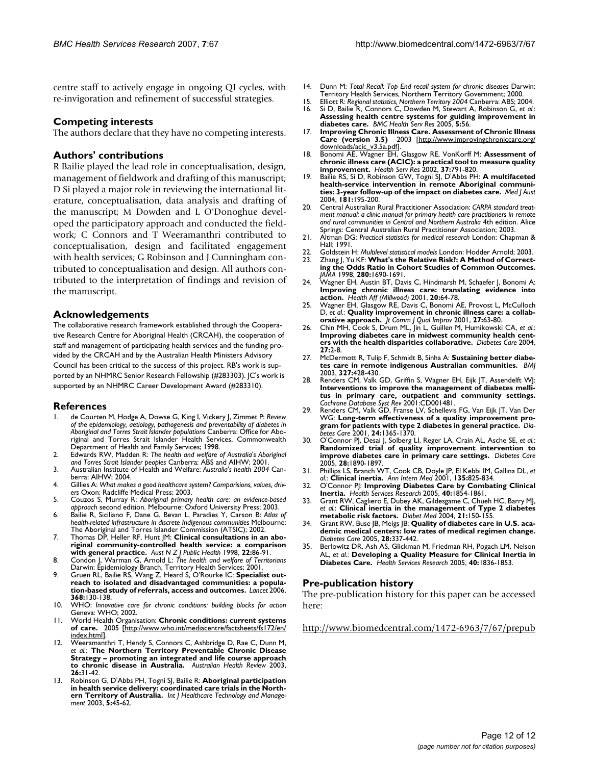centre staff to actively engage in ongoing QI cycles, with re-invigoration and refinement of successful strategies.

## Competing interests

The authors declare that they have no competing interests.

## Authors' contributions

R Bailie played the lead role in conceptualisation, design, management of fieldwork and drafting of this manuscript; D Si played a major role in reviewing the international literature, conceptualisation, data analysis and drafting of the manuscript; M Dowden and L O'Donoghue developed the participatory approach and conducted the fieldwork; C Connors and T Weeramanthri contributed to conceptualisation, design and facilitated engagement with health services; G Robinson and J Cunningham contributed to conceptualisation and design. All authors contributed to the interpretation of findings and revision of the manuscript.

## Acknowledgements

The collaborative research framework established through the Cooperative Research Centre for Aboriginal Health (CRCAH), the cooperation of staff and management of participating health services and the funding provided by the CRCAH and by the Australian Health Ministers Advisory Council has been critical to the success of this project. RB's work is supported by an NHMRC Senior Research Fellowship (#283303). JC's work is supported by an NHMRC Career Development Award (#283310).

## References

1. de Courten M, Hodge A, Dowse G, King I, Vickery J, Zimmet P: *Review of the epidemiology, aetiology, pathogenesis and preventability of diabetes in Aboriginal and Torres Strait Islander populations* Canberra: Office for Aboriginal and Torres Strait Islander Health Services, Commonwealth Department of Health and Family Services; 1998.
2. Edwards RW, Madden R: *The health and welfare of Australia's Aboriginal and Torres Strait Islander peoples* Canberra: ABS and AIHW; 2001.
3. Australian Institute of Health and Welfare: *Australia's health 2004* Canberra: AIHW; 2004.
4. Gillies A: *What makes a good healthcare system? Comparisions, values, drivers* Oxon: Radcliffe Medical Press; 2003.
5. Couzos S, Murray R: *Aboriginal primary health care: an evidence-based approach* second edition. Melbourne: Oxford University Press; 2003.
6. Bailie R, Siciliano F, Dane G, Bevan L, Paradies Y, Carson B: *Atlas of health-related infrastructure in discrete Indigenous communities* Melbourne: The Aboriginal and Torres Islander Commission (ATSIC); 2002.
7. Thomas DP, Heller RF, Hunt JM: **Clinical consultations in an aboriginal community-controlled health service: a comparison with general practice.** *Aust N Z J Public Health* 1998, **22:**86-91.
8. Condon J, Warman G, Arnold L: *The health and welfare of Territorians* Darwin: Epidemiology Branch, Territory Health Services; 2001.
9. Gruen RL, Bailie RS, Wang Z, Heard S, O'Rourke IC: **Specialist outreach to isolated and disadvantaged communities: a population-based study of referrals, access and outcomes.** *Lancet* 2006, **368:**130-138.
10. WHO: *Innovative care for chronic conditions: building blocks for action* Geneva: WHO; 2002.
11. World Health Organisation: **Chronic conditions: current systems of care.** 2005 [http://www.who.int/mediacentre/factsheets/fs172/en/index.html].
12. Weeramanthri T, Hendy S, Connors C, Ashbridge D, Rae C, Dunn M, *et al.*: **The Northern Territory Preventable Chronic Disease Strategy – promoting an integrated and life course approach to chronic disease in Australia.** *Australian Health Review* 2003, **26:**31-42.
13. Robinson G, D'Abbs PH, Togni SJ, Bailie R: **Aboriginal participation in health service delivery: coordinated care trials in the Northern Territory of Australia.** *Int J Healthcare Technology and Management* 2003, **5:**45-62.
14. Dunn M: *Total Recall: Top End recall system for chronic diseases* Darwin: Territory Health Services, Northern Territory Government; 2000.
15. Elliott R: *Regional statistics, Northern Territory 2004* Canberra: ABS; 2004.
16. Si D, Bailie R, Connors C, Dowden M, Stewart A, Robinson G, *et al.*: **Assessing health centre systems for guiding improvement in diabetes care.** *BMC Health Serv Res* 2005, **5:**56.
17. **Improving Chronic Illness Care. Assessment of Chronic Illness Care (version 3.5)** 2003 [http://www.improvingchroniccare.org/downloads/acic_v3.5a.pdf].
18. Bonomi AE, Wagner EH, Glasgow RE, VonKorff M: **Assessment of chronic illness care (ACIC): a practical tool to measure quality improvement.** *Health Serv Res* 2002, **37:**791-820.
19. Bailie RS, Si D, Robinson GW, Togni SJ, D'Abbs PH: **A multifaceted health-service intervention in remote Aboriginal communities: 3-year follow-up of the impact on diabetes care.** *Med J Aust* 2004, **181:**195-200.
20. Central Australian Rural Practitioner Association: *CARPA standard treatment manual: a clinic manual for primary health care practitioners in remote and rural communities in Central and Northern Australia* 4th edition. Alice Springs: Central Australian Rural Practitioner Association; 2003.
21. Altman DG: *Practical statistics for medical research* London: Chapman & Hall; 1991.
22. Goldstein H: *Multilevel statistical models* London: Hodder Arnold; 2003.
23. Zhang J, Yu KF: **What's the Relative Risk?: A Method of Correcting the Odds Ratio in Cohort Studies of Common Outcomes.** *JAMA* 1998, **280:**1690-1691.
24. Wagner EH, Austin BT, Davis C, Hindmarsh M, Schaefer J, Bonomi A: **Improving chronic illness care: translating evidence into action.** *Health Aff (Millwood)* 2001, **20:**64-78.
25. Wagner EH, Glasgow RE, Davis C, Bonomi AE, Provost L, McCulloch D, *et al.*: **Quality improvement in chronic illness care: a collaborative approach.** *Jt Comm J Qual Improv* 2001, **27:**63-80.
26. Chin MH, Cook S, Drum ML, Jin L, Guillen M, Humikowski CA, *et al.*: **Improving diabetes care in midwest community health centers with the health disparities collaborative.** *Diabetes Care* 2004, **27:**2-8.
27. McDermott R, Tulip F, Schmidt B, Sinha A: **Sustaining better diabetes care in remote indigenous Australian communities.** *BMJ* 2003, **327:**428-430.
28. Renders CM, Valk GD, Griffin S, Wagner EH, Eijk JT, Assendelft WJ: **Interventions to improve the management of diabetes mellitus in primary care, outpatient and community settings.** *Cochrane Database Syst Rev* 2001:CD001481.
29. Renders CM, Valk GD, Franse LV, Schellevis FG, Van Eijk JT, Van Der WG: **Long-term effectiveness of a quality improvement program for patients with type 2 diabetes in general practice.** *Diabetes Care* 2001, **24:**1365-1370.
30. O'Connor PJ, Desai J, Solberg LI, Reger LA, Crain AL, Asche SE, *et al.*: **Randomized trial of quality improvement intervention to improve diabetes care in primary care settings.** *Diabetes Care* 2005, **28:**1890-1897.
31. Phillips LS, Branch WT, Cook CB, Doyle JP, El Kebbi IM, Gallina DL, *et al.*: **Clinical inertia.** *Ann Intern Med* 2001, **135:**825-834.
32. O'Connor PJ: **Improving Diabetes Care by Combating Clinical Inertia.** *Health Services Research* 2005, **40:**1854-1861.
33. Grant RW, Cagliero E, Dubey AK, Gildesgame C, Chueh HC, Barry MJ, *et al.*: **Clinical inertia in the management of Type 2 diabetes metabolic risk factors.** *Diabet Med* 2004, **21:**150-155.
34. Grant RW, Buse JB, Meigs JB: **Quality of diabetes care in U.S. academic medical centers: low rates of medical regimen change.** *Diabetes Care* 2005, **28:**337-442.
35. Berlowitz DR, Ash AS, Glickman M, Friedman RH, Pogach LM, Nelson AL, *et al.*: **Developing a Quality Measure for Clinical Inertia in Diabetes Care.** *Health Services Research* 2005, **40:**1836-1853.

## Pre-publication history

The pre-publication history for this paper can be accessed here:

http://www.biomedcentral.com/1472-6963/7/67/prepub